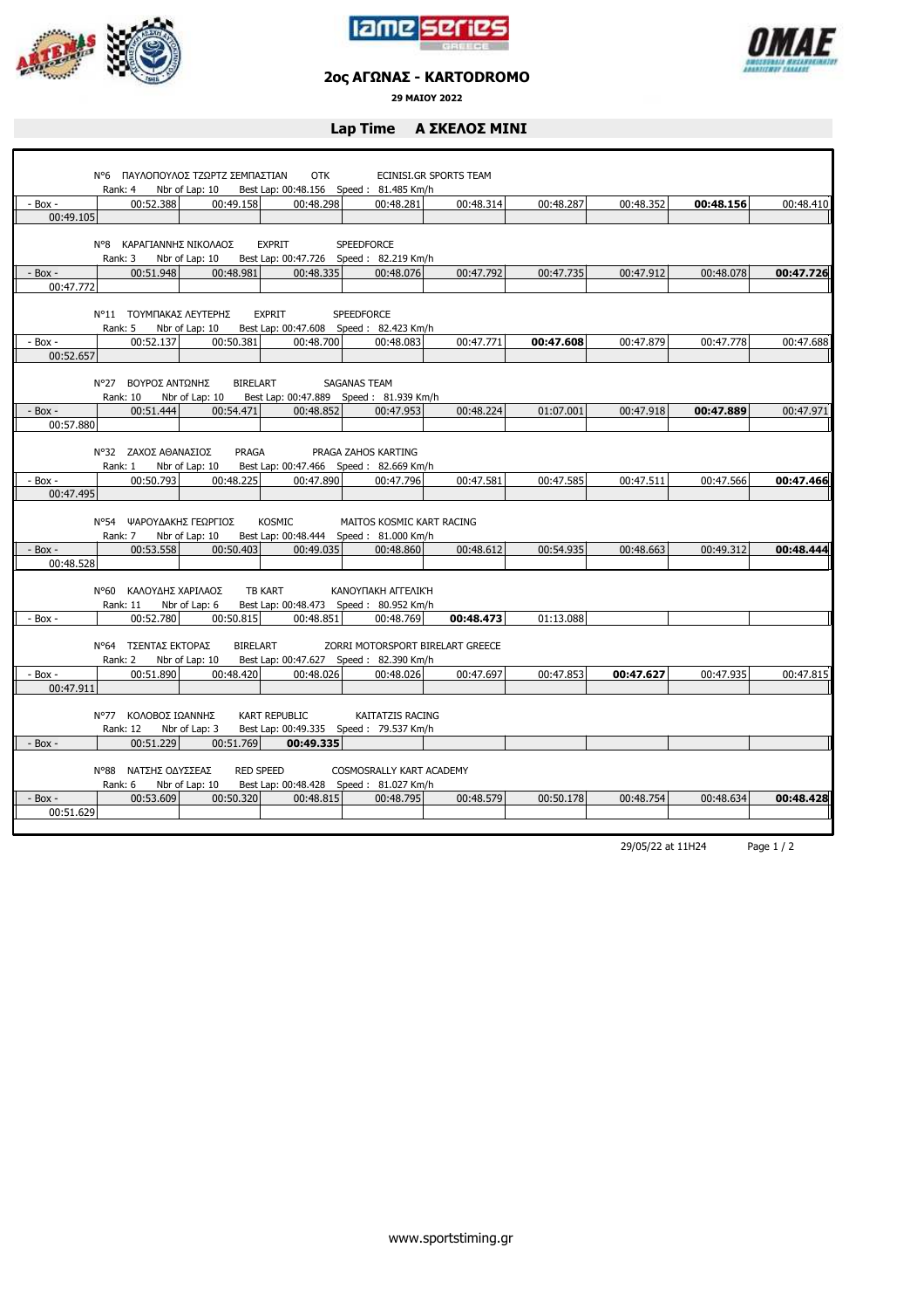## 2ος ΑΓΩΝΑΣ - KARTODROMO

**29 ΜΑΙΟΥ 2022**

## Lap Time Α ΣΚΕΛΟΣ MINI

N°6 ΠΑΥΛΟΠΟΥΛΟΣ ΤΖΩΡΤΖ ΣΕΜΠΑΣΤΙΑΝ OTK ECINISI.GR SPORTS TEAM
Rank: 4 Nbr of Lap: 10 Best Lap: 00:48.156 Speed : 81.485 Km/h

| - Box - | 00:52.388 | 00:49.158 | 00:48.298 | 00:48.281 | 00:48.314 | 00:48.287 | 00:48.352 | **00:48.156** | 00:48.410 |
|---|---|---|---|---|---|---|---|---|---|
| 00:49.105 | | | | | | | | | |

N°8 ΚΑΡΑΓΙΑΝΝΗΣ ΝΙΚΟΛΑΟΣ EXPRIT SPEEDFORCE
Rank: 3 Nbr of Lap: 10 Best Lap: 00:47.726 Speed : 82.219 Km/h

| - Box - | 00:51.948 | 00:48.981 | 00:48.335 | 00:48.076 | 00:47.792 | 00:47.735 | 00:47.912 | 00:48.078 | **00:47.726** |
|---|---|---|---|---|---|---|---|---|---|
| 00:47.772 | | | | | | | | | |

N°11 ΤΟΥΜΠΑΚΑΣ ΛΕΥΤΕΡΗΣ EXPRIT SPEEDFORCE
Rank: 5 Nbr of Lap: 10 Best Lap: 00:47.608 Speed : 82.423 Km/h

| - Box - | 00:52.137 | 00:50.381 | 00:48.700 | 00:48.083 | 00:47.771 | **00:47.608** | 00:47.879 | 00:47.778 | 00:47.688 |
|---|---|---|---|---|---|---|---|---|---|
| 00:52.657 | | | | | | | | | |

N°27 ΒΟΥΡΟΣ ΑΝΤΩΝΗΣ BIRELART SAGANAS TEAM
Rank: 10 Nbr of Lap: 10 Best Lap: 00:47.889 Speed : 81.939 Km/h

| - Box - | 00:51.444 | 00:54.471 | 00:48.852 | 00:47.953 | 00:48.224 | 01:07.001 | 00:47.918 | **00:47.889** | 00:47.971 |
|---|---|---|---|---|---|---|---|---|---|
| 00:57.880 | | | | | | | | | |

N°32 ΖΑΧΟΣ ΑΘΑΝΑΣΙΟΣ PRAGA PRAGA ZAHOS KARTING
Rank: 1 Nbr of Lap: 10 Best Lap: 00:47.466 Speed : 82.669 Km/h

| - Box - | 00:50.793 | 00:48.225 | 00:47.890 | 00:47.796 | 00:47.581 | 00:47.585 | 00:47.511 | 00:47.566 | **00:47.466** |
|---|---|---|---|---|---|---|---|---|---|
| 00:47.495 | | | | | | | | | |

N°54 ΨΑΡΟΥΔΑΚΗΣ ΓΕΩΡΓΙΟΣ KOSMIC MAITOS KOSMIC KART RACING
Rank: 7 Nbr of Lap: 10 Best Lap: 00:48.444 Speed : 81.000 Km/h

| - Box - | 00:53.558 | 00:50.403 | 00:49.035 | 00:48.860 | 00:48.612 | 00:54.935 | 00:48.663 | 00:49.312 | **00:48.444** |
|---|---|---|---|---|---|---|---|---|---|
| 00:48.528 | | | | | | | | | |

N°60 ΚΑΛΟΥΔΗΣ ΧΑΡΙΛΑΟΣ TB KART ΚΑΝΟΥΠΑΚΗ ΑΓΓΕΛΙΚΉ
Rank: 11 Nbr of Lap: 6 Best Lap: 00:48.473 Speed : 80.952 Km/h

| - Box - | 00:52.780 | 00:50.815 | 00:48.851 | 00:48.769 | **00:48.473** | 01:13.088 | | | |
|---|---|---|---|---|---|---|---|---|---|

N°64 ΤΣΕΝΤΑΣ ΕΚΤΟΡΑΣ BIRELART ZORRI MOTORSPORT BIRELART GREECE
Rank: 2 Nbr of Lap: 10 Best Lap: 00:47.627 Speed : 82.390 Km/h

| - Box - | 00:51.890 | 00:48.420 | 00:48.026 | 00:48.026 | 00:47.697 | 00:47.853 | **00:47.627** | 00:47.935 | 00:47.815 |
|---|---|---|---|---|---|---|---|---|---|
| 00:47.911 | | | | | | | | | |

N°77 ΚΟΛΟΒΟΣ ΙΩΑΝΝΗΣ KART REPUBLIC KAITATZIS RACING
Rank: 12 Nbr of Lap: 3 Best Lap: 00:49.335 Speed : 79.537 Km/h

| - Box - | 00:51.229 | 00:51.769 | **00:49.335** | | | | | | |
|---|---|---|---|---|---|---|---|---|---|

N°88 ΝΑΤΣΗΣ ΟΔΥΣΣΕΑΣ RED SPEED COSMOSRALLY KART ACADEMY
Rank: 6 Nbr of Lap: 10 Best Lap: 00:48.428 Speed : 81.027 Km/h

| - Box - | 00:53.609 | 00:50.320 | 00:48.815 | 00:48.795 | 00:48.579 | 00:50.178 | 00:48.754 | 00:48.634 | **00:48.428** |
|---|---|---|---|---|---|---|---|---|---|
| 00:51.629 | | | | | | | | | |

29/05/22 at 11H24

www.sportstiming.gr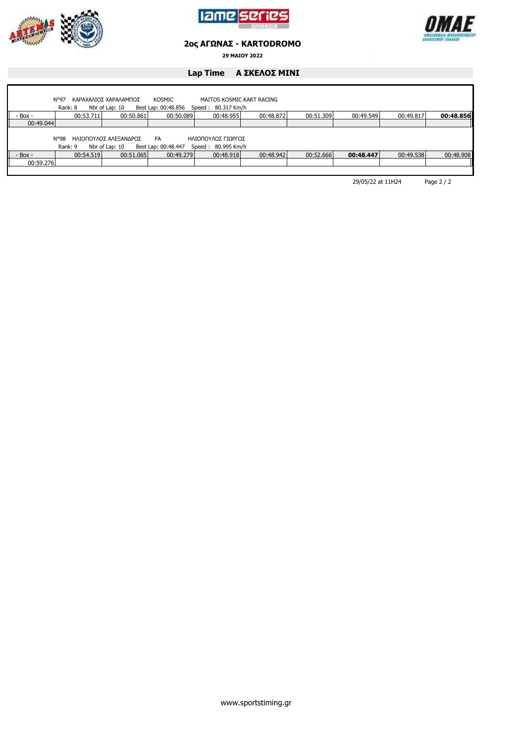## 2ος ΑΓΩΝΑΣ - KARTODROMO

**29 ΜΑΙΟΥ 2022**

### Lap Time Α ΣΚΕΛΟΣ ΜΙΝΙ

N°97 ΚΑΡΑΧΑΛΙΟΣ ΧΑΡΑΛΑΜΠΟΣ KOSMIC MAITOS KOSMIC KART RACING

Rank: 8 Nbr of Lap: 10 Best Lap: 00:48.856 Speed : 80.317 Km/h

| | | | | | | | | | |
|---|---|---|---|---|---|---|---|---|---|
| - Box - | 00:53.711 | 00:50.861 | 00:50.089 | 00:48.955 | 00:48.872 | 00:51.309 | 00:49.549 | 00:49.817 | **00:48.856** |
| 00:49.044 | | | | | | | | | |

N°98 ΗΛΙΟΠΟΥΛΟΣ ΑΛΕΞΑΝΔΡΟΣ FA ΗΛΙΟΠΟΥΛΟΣ ΓΙΩΡΓΟΣ

Rank: 9 Nbr of Lap: 10 Best Lap: 00:48.447 Speed : 80.995 Km/h

| | | | | | | | | | |
|---|---|---|---|---|---|---|---|---|---|
| - Box - | 00:54.519 | 00:51.065 | 00:49.279 | 00:48.918 | 00:48.942 | 00:52.666 | **00:48.447** | 00:49.538 | 00:48.908 |
| 00:59.276 | | | | | | | | | |

29/05/22 at 11H24

www.sportstiming.gr